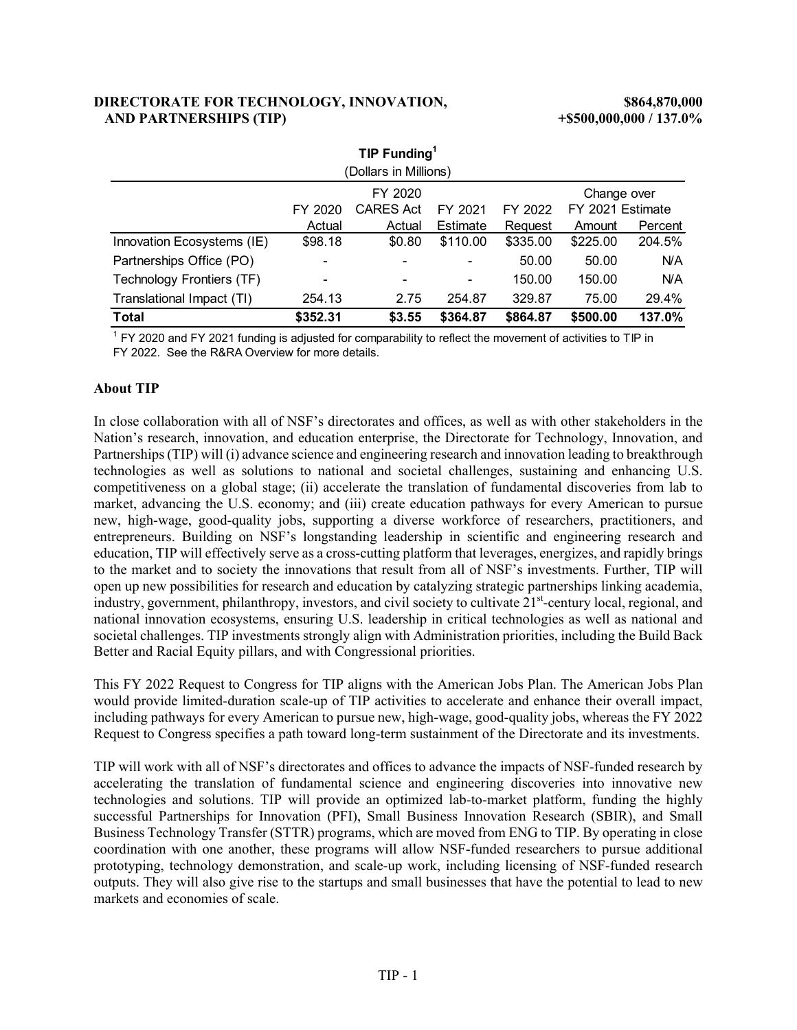**DIRECTORATE FOR TECHNOLOGY, INNOVATION, AND PARTNERSHIPS (TIP)** **$864,870,000**
**+$500,000,000 / 137.0%**

**TIP Funding**[1]
(Dollars in Millions)

| | FY 2020 Actual | FY 2020 CARES Act Actual | FY 2021 Estimate | FY 2022 Request | Change over FY 2021 Estimate | |
|---|---|---|---|---|---|---|
| | | | | | Amount | Percent |
| Innovation Ecosystems (IE) | $98.18 | $0.80 | $110.00 | $335.00 | $225.00 | 204.5% |
| Partnerships Office (PO) | - | - | - | 50.00 | 50.00 | N/A |
| Technology Frontiers (TF) | - | - | - | 150.00 | 150.00 | N/A |
| Translational Impact (TI) | 254.13 | 2.75 | 254.87 | 329.87 | 75.00 | 29.4% |
| **Total** | **$352.31** | **$3.55** | **$364.87** | **$864.87** | **$500.00** | **137.0%** |

[1] FY 2020 and FY 2021 funding is adjusted for comparability to reflect the movement of activities to TIP in FY 2022. See the R&RA Overview for more details.

### About TIP

In close collaboration with all of NSF's directorates and offices, as well as with other stakeholders in the Nation's research, innovation, and education enterprise, the Directorate for Technology, Innovation, and Partnerships (TIP) will (i) advance science and engineering research and innovation leading to breakthrough technologies as well as solutions to national and societal challenges, sustaining and enhancing U.S. competitiveness on a global stage; (ii) accelerate the translation of fundamental discoveries from lab to market, advancing the U.S. economy; and (iii) create education pathways for every American to pursue new, high-wage, good-quality jobs, supporting a diverse workforce of researchers, practitioners, and entrepreneurs. Building on NSF's longstanding leadership in scientific and engineering research and education, TIP will effectively serve as a cross-cutting platform that leverages, energizes, and rapidly brings to the market and to society the innovations that result from all of NSF's investments. Further, TIP will open up new possibilities for research and education by catalyzing strategic partnerships linking academia, industry, government, philanthropy, investors, and civil society to cultivate 21st-century local, regional, and national innovation ecosystems, ensuring U.S. leadership in critical technologies as well as national and societal challenges. TIP investments strongly align with Administration priorities, including the Build Back Better and Racial Equity pillars, and with Congressional priorities.

This FY 2022 Request to Congress for TIP aligns with the American Jobs Plan. The American Jobs Plan would provide limited-duration scale-up of TIP activities to accelerate and enhance their overall impact, including pathways for every American to pursue new, high-wage, good-quality jobs, whereas the FY 2022 Request to Congress specifies a path toward long-term sustainment of the Directorate and its investments.

TIP will work with all of NSF's directorates and offices to advance the impacts of NSF-funded research by accelerating the translation of fundamental science and engineering discoveries into innovative new technologies and solutions. TIP will provide an optimized lab-to-market platform, funding the highly successful Partnerships for Innovation (PFI), Small Business Innovation Research (SBIR), and Small Business Technology Transfer (STTR) programs, which are moved from ENG to TIP. By operating in close coordination with one another, these programs will allow NSF-funded researchers to pursue additional prototyping, technology demonstration, and scale-up work, including licensing of NSF-funded research outputs. They will also give rise to the startups and small businesses that have the potential to lead to new markets and economies of scale.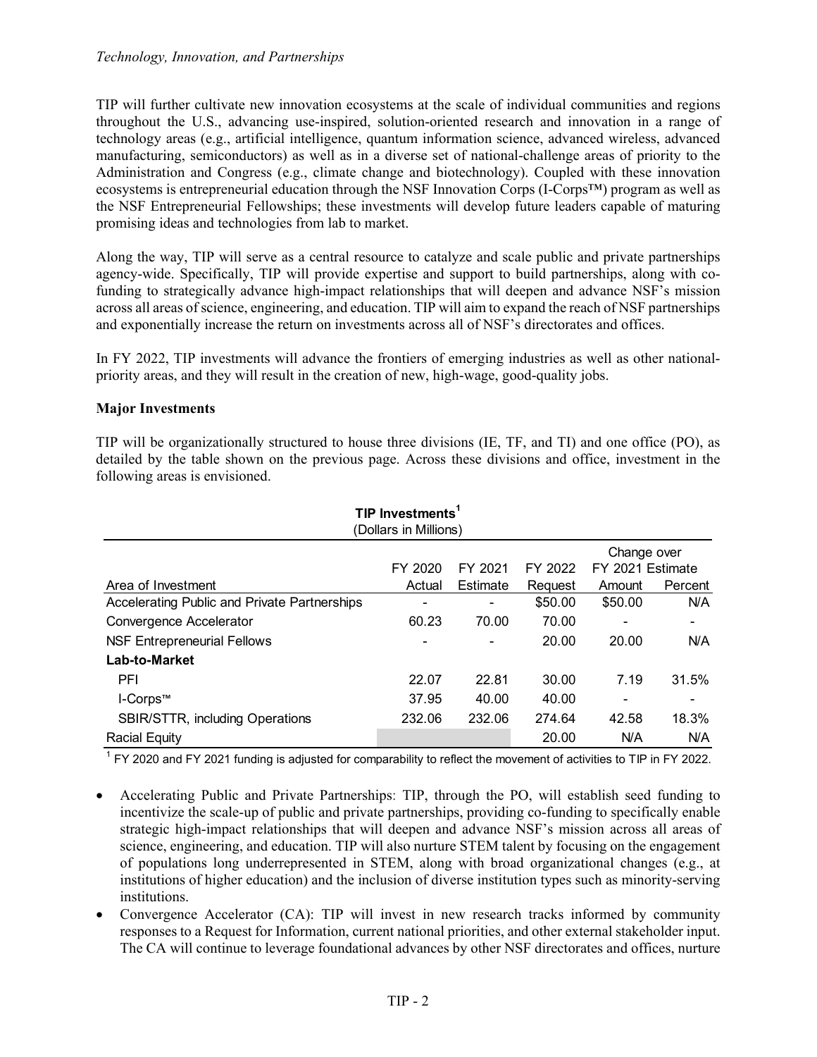TIP will further cultivate new innovation ecosystems at the scale of individual communities and regions throughout the U.S., advancing use-inspired, solution-oriented research and innovation in a range of technology areas (e.g., artificial intelligence, quantum information science, advanced wireless, advanced manufacturing, semiconductors) as well as in a diverse set of national-challenge areas of priority to the Administration and Congress (e.g., climate change and biotechnology). Coupled with these innovation ecosystems is entrepreneurial education through the NSF Innovation Corps (I-Corps™) program as well as the NSF Entrepreneurial Fellowships; these investments will develop future leaders capable of maturing promising ideas and technologies from lab to market.

Along the way, TIP will serve as a central resource to catalyze and scale public and private partnerships agency-wide. Specifically, TIP will provide expertise and support to build partnerships, along with co-funding to strategically advance high-impact relationships that will deepen and advance NSF's mission across all areas of science, engineering, and education. TIP will aim to expand the reach of NSF partnerships and exponentially increase the return on investments across all of NSF's directorates and offices.

In FY 2022, TIP investments will advance the frontiers of emerging industries as well as other national-priority areas, and they will result in the creation of new, high-wage, good-quality jobs.

**Major Investments**

TIP will be organizationally structured to house three divisions (IE, TF, and TI) and one office (PO), as detailed by the table shown on the previous page. Across these divisions and office, investment in the following areas is envisioned.

**TIP Investments**[1]
(Dollars in Millions)

| Area of Investment | FY 2020 Actual | FY 2021 Estimate | FY 2022 Request | Change over FY 2021 Estimate Amount | Change over FY 2021 Estimate Percent |
|---|---|---|---|---|---|
| Accelerating Public and Private Partnerships | - | - | $50.00 | $50.00 | N/A |
| Convergence Accelerator | 60.23 | 70.00 | 70.00 | - | - |
| NSF Entrepreneurial Fellows | - | - | 20.00 | 20.00 | N/A |
| **Lab-to-Market** | | | | | |
| PFI | 22.07 | 22.81 | 30.00 | 7.19 | 31.5% |
| I-Corps™ | 37.95 | 40.00 | 40.00 | - | - |
| SBIR/STTR, including Operations | 232.06 | 232.06 | 274.64 | 42.58 | 18.3% |
| Racial Equity | | | 20.00 | N/A | N/A |

[1] FY 2020 and FY 2021 funding is adjusted for comparability to reflect the movement of activities to TIP in FY 2022.

- Accelerating Public and Private Partnerships: TIP, through the PO, will establish seed funding to incentivize the scale-up of public and private partnerships, providing co-funding to specifically enable strategic high-impact relationships that will deepen and advance NSF's mission across all areas of science, engineering, and education. TIP will also nurture STEM talent by focusing on the engagement of populations long underrepresented in STEM, along with broad organizational changes (e.g., at institutions of higher education) and the inclusion of diverse institution types such as minority-serving institutions.
- Convergence Accelerator (CA): TIP will invest in new research tracks informed by community responses to a Request for Information, current national priorities, and other external stakeholder input. The CA will continue to leverage foundational advances by other NSF directorates and offices, nurture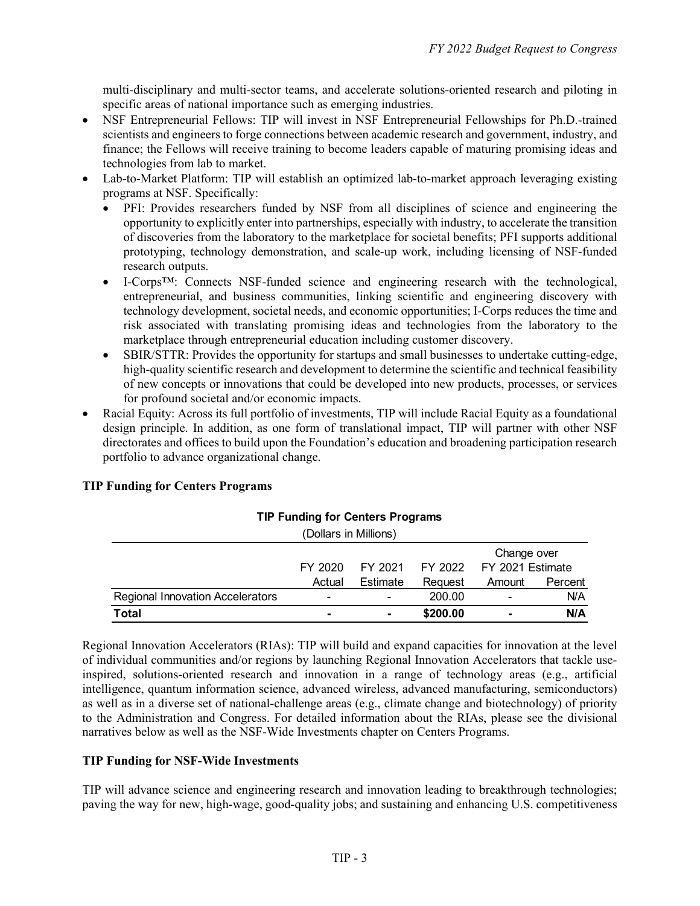multi-disciplinary and multi-sector teams, and accelerate solutions-oriented research and piloting in specific areas of national importance such as emerging industries.

- NSF Entrepreneurial Fellows: TIP will invest in NSF Entrepreneurial Fellowships for Ph.D.-trained scientists and engineers to forge connections between academic research and government, industry, and finance; the Fellows will receive training to become leaders capable of maturing promising ideas and technologies from lab to market.
- Lab-to-Market Platform: TIP will establish an optimized lab-to-market approach leveraging existing programs at NSF. Specifically:
  - PFI: Provides researchers funded by NSF from all disciplines of science and engineering the opportunity to explicitly enter into partnerships, especially with industry, to accelerate the transition of discoveries from the laboratory to the marketplace for societal benefits; PFI supports additional prototyping, technology demonstration, and scale-up work, including licensing of NSF-funded research outputs.
  - I-Corps™: Connects NSF-funded science and engineering research with the technological, entrepreneurial, and business communities, linking scientific and engineering discovery with technology development, societal needs, and economic opportunities; I-Corps reduces the time and risk associated with translating promising ideas and technologies from the laboratory to the marketplace through entrepreneurial education including customer discovery.
  - SBIR/STTR: Provides the opportunity for startups and small businesses to undertake cutting-edge, high-quality scientific research and development to determine the scientific and technical feasibility of new concepts or innovations that could be developed into new products, processes, or services for profound societal and/or economic impacts.
- Racial Equity: Across its full portfolio of investments, TIP will include Racial Equity as a foundational design principle. In addition, as one form of translational impact, TIP will partner with other NSF directorates and offices to build upon the Foundation's education and broadening participation research portfolio to advance organizational change.

**TIP Funding for Centers Programs**

**TIP Funding for Centers Programs**
(Dollars in Millions)

| | FY 2020 Actual | FY 2021 Estimate | FY 2022 Request | Change over FY 2021 Estimate Amount | Change over FY 2021 Estimate Percent |
|---|---|---|---|---|---|
| Regional Innovation Accelerators | - | - | 200.00 | - | N/A |
| **Total** | **-** | **-** | **$200.00** | **-** | **N/A** |

Regional Innovation Accelerators (RIAs): TIP will build and expand capacities for innovation at the level of individual communities and/or regions by launching Regional Innovation Accelerators that tackle use-inspired, solutions-oriented research and innovation in a range of technology areas (e.g., artificial intelligence, quantum information science, advanced wireless, advanced manufacturing, semiconductors) as well as in a diverse set of national-challenge areas (e.g., climate change and biotechnology) of priority to the Administration and Congress. For detailed information about the RIAs, please see the divisional narratives below as well as the NSF-Wide Investments chapter on Centers Programs.

**TIP Funding for NSF-Wide Investments**

TIP will advance science and engineering research and innovation leading to breakthrough technologies; paving the way for new, high-wage, good-quality jobs; and sustaining and enhancing U.S. competitiveness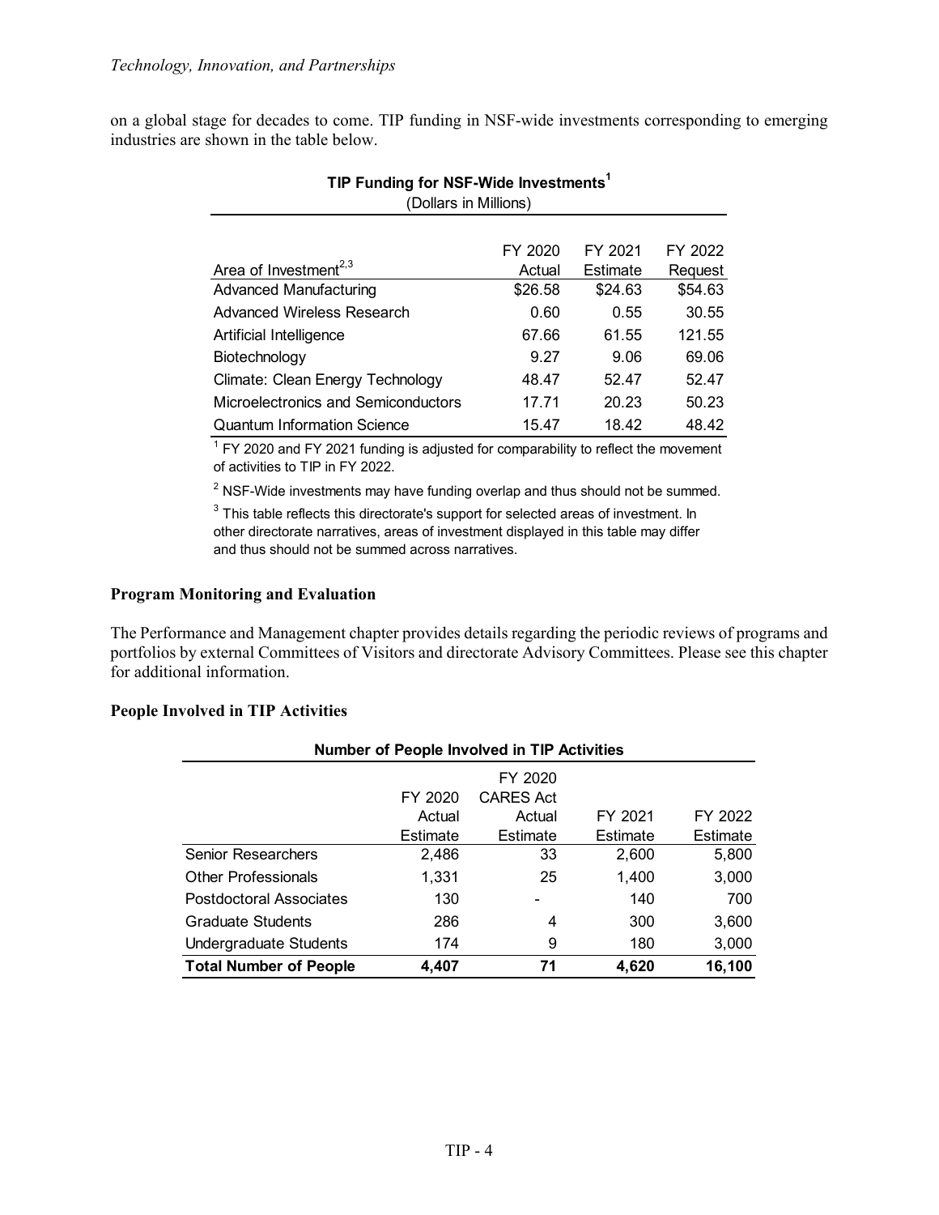on a global stage for decades to come. TIP funding in NSF-wide investments corresponding to emerging industries are shown in the table below.

**TIP Funding for NSF-Wide Investments[1]**
(Dollars in Millions)

| Area of Investment[2,3] | FY 2020 Actual | FY 2021 Estimate | FY 2022 Request |
|---|---|---|---|
| Advanced Manufacturing | $26.58 | $24.63 | $54.63 |
| Advanced Wireless Research | 0.60 | 0.55 | 30.55 |
| Artificial Intelligence | 67.66 | 61.55 | 121.55 |
| Biotechnology | 9.27 | 9.06 | 69.06 |
| Climate: Clean Energy Technology | 48.47 | 52.47 | 52.47 |
| Microelectronics and Semiconductors | 17.71 | 20.23 | 50.23 |
| Quantum Information Science | 15.47 | 18.42 | 48.42 |

[1] FY 2020 and FY 2021 funding is adjusted for comparability to reflect the movement of activities to TIP in FY 2022.

[2] NSF-Wide investments may have funding overlap and thus should not be summed.

[3] This table reflects this directorate's support for selected areas of investment. In other directorate narratives, areas of investment displayed in this table may differ and thus should not be summed across narratives.

**Program Monitoring and Evaluation**

The Performance and Management chapter provides details regarding the periodic reviews of programs and portfolios by external Committees of Visitors and directorate Advisory Committees. Please see this chapter for additional information.

**People Involved in TIP Activities**

**Number of People Involved in TIP Activities**

| | FY 2020 Actual Estimate | FY 2020 CARES Act Actual Estimate | FY 2021 Estimate | FY 2022 Estimate |
|---|---|---|---|---|
| Senior Researchers | 2,486 | 33 | 2,600 | 5,800 |
| Other Professionals | 1,331 | 25 | 1,400 | 3,000 |
| Postdoctoral Associates | 130 | - | 140 | 700 |
| Graduate Students | 286 | 4 | 300 | 3,600 |
| Undergraduate Students | 174 | 9 | 180 | 3,000 |
| **Total Number of People** | **4,407** | **71** | **4,620** | **16,100** |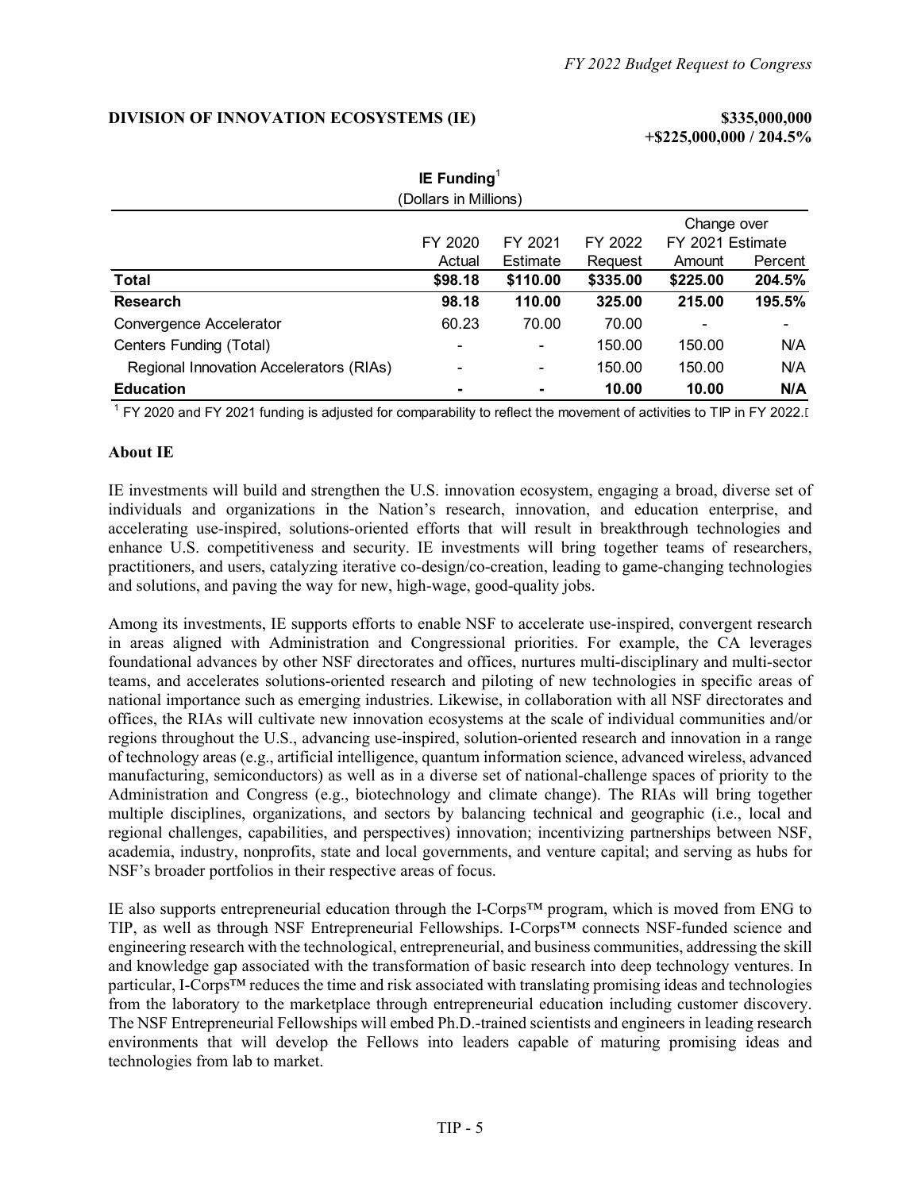## DIVISION OF INNOVATION ECOSYSTEMS (IE)

**$335,000,000**
**+$225,000,000 / 204.5%**

**IE Funding**[1]
(Dollars in Millions)

| | FY 2020 Actual | FY 2021 Estimate | FY 2022 Request | Change over FY 2021 Estimate Amount | Change over FY 2021 Estimate Percent |
|---|---|---|---|---|---|
| **Total** | **$98.18** | **$110.00** | **$335.00** | **$225.00** | **204.5%** |
| **Research** | **98.18** | **110.00** | **325.00** | **215.00** | **195.5%** |
| Convergence Accelerator | 60.23 | 70.00 | 70.00 | - | - |
| Centers Funding (Total) | - | - | 150.00 | 150.00 | N/A |
| Regional Innovation Accelerators (RIAs) | - | - | 150.00 | 150.00 | N/A |
| **Education** | **-** | **-** | **10.00** | **10.00** | **N/A** |

[1] FY 2020 and FY 2021 funding is adjusted for comparability to reflect the movement of activities to TIP in FY 2022.

### About IE

IE investments will build and strengthen the U.S. innovation ecosystem, engaging a broad, diverse set of individuals and organizations in the Nation's research, innovation, and education enterprise, and accelerating use-inspired, solutions-oriented efforts that will result in breakthrough technologies and enhance U.S. competitiveness and security. IE investments will bring together teams of researchers, practitioners, and users, catalyzing iterative co-design/co-creation, leading to game-changing technologies and solutions, and paving the way for new, high-wage, good-quality jobs.

Among its investments, IE supports efforts to enable NSF to accelerate use-inspired, convergent research in areas aligned with Administration and Congressional priorities. For example, the CA leverages foundational advances by other NSF directorates and offices, nurtures multi-disciplinary and multi-sector teams, and accelerates solutions-oriented research and piloting of new technologies in specific areas of national importance such as emerging industries. Likewise, in collaboration with all NSF directorates and offices, the RIAs will cultivate new innovation ecosystems at the scale of individual communities and/or regions throughout the U.S., advancing use-inspired, solution-oriented research and innovation in a range of technology areas (e.g., artificial intelligence, quantum information science, advanced wireless, advanced manufacturing, semiconductors) as well as in a diverse set of national-challenge spaces of priority to the Administration and Congress (e.g., biotechnology and climate change). The RIAs will bring together multiple disciplines, organizations, and sectors by balancing technical and geographic (i.e., local and regional challenges, capabilities, and perspectives) innovation; incentivizing partnerships between NSF, academia, industry, nonprofits, state and local governments, and venture capital; and serving as hubs for NSF's broader portfolios in their respective areas of focus.

IE also supports entrepreneurial education through the I-Corps™ program, which is moved from ENG to TIP, as well as through NSF Entrepreneurial Fellowships. I-Corps™ connects NSF-funded science and engineering research with the technological, entrepreneurial, and business communities, addressing the skill and knowledge gap associated with the transformation of basic research into deep technology ventures. In particular, I-Corps™ reduces the time and risk associated with translating promising ideas and technologies from the laboratory to the marketplace through entrepreneurial education including customer discovery. The NSF Entrepreneurial Fellowships will embed Ph.D.-trained scientists and engineers in leading research environments that will develop the Fellows into leaders capable of maturing promising ideas and technologies from lab to market.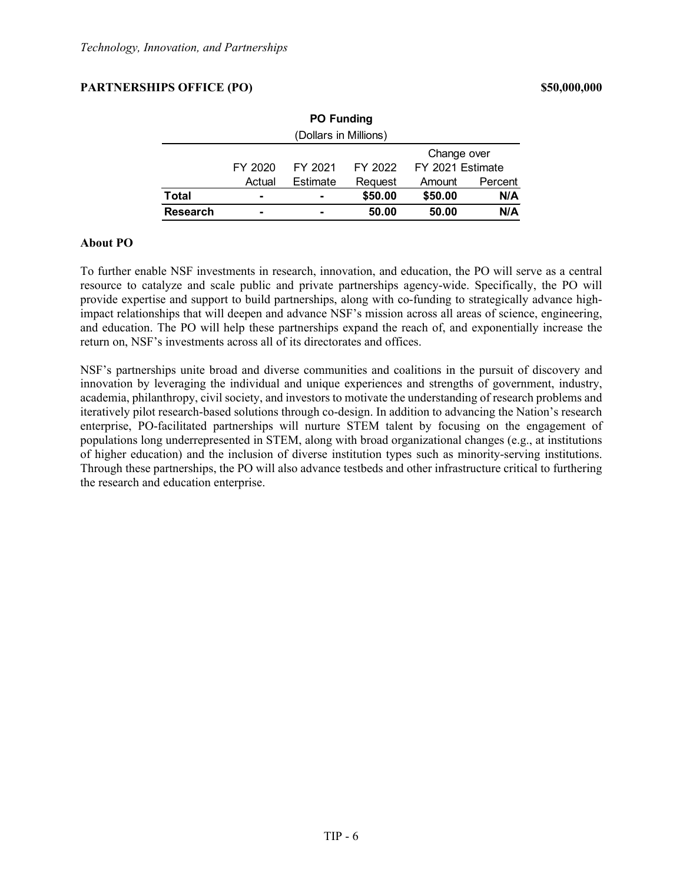## PARTNERSHIPS OFFICE (PO) $50,000,000

**PO Funding**
(Dollars in Millions)

| | FY 2020 Actual | FY 2021 Estimate | FY 2022 Request | Change over FY 2021 Estimate Amount | Change over FY 2021 Estimate Percent |
|---|---|---|---|---|---|
| **Total** | **-** | **-** | **$50.00** | **$50.00** | **N/A** |
| **Research** | **-** | **-** | **50.00** | **50.00** | **N/A** |

### About PO

To further enable NSF investments in research, innovation, and education, the PO will serve as a central resource to catalyze and scale public and private partnerships agency-wide. Specifically, the PO will provide expertise and support to build partnerships, along with co-funding to strategically advance high-impact relationships that will deepen and advance NSF's mission across all areas of science, engineering, and education. The PO will help these partnerships expand the reach of, and exponentially increase the return on, NSF's investments across all of its directorates and offices.

NSF's partnerships unite broad and diverse communities and coalitions in the pursuit of discovery and innovation by leveraging the individual and unique experiences and strengths of government, industry, academia, philanthropy, civil society, and investors to motivate the understanding of research problems and iteratively pilot research-based solutions through co-design. In addition to advancing the Nation's research enterprise, PO-facilitated partnerships will nurture STEM talent by focusing on the engagement of populations long underrepresented in STEM, along with broad organizational changes (e.g., at institutions of higher education) and the inclusion of diverse institution types such as minority-serving institutions. Through these partnerships, the PO will also advance testbeds and other infrastructure critical to furthering the research and education enterprise.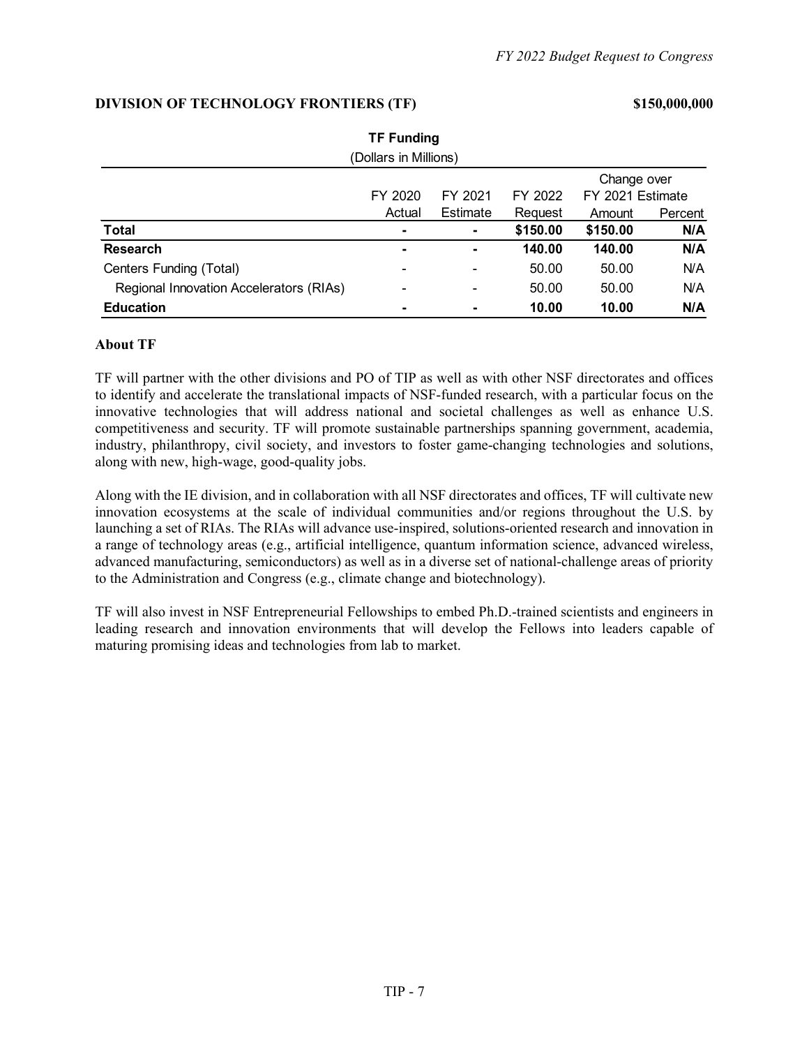## DIVISION OF TECHNOLOGY FRONTIERS (TF) $150,000,000

**TF Funding**
(Dollars in Millions)

| | FY 2020 Actual | FY 2021 Estimate | FY 2022 Request | Change over FY 2021 Estimate Amount | Change over FY 2021 Estimate Percent |
|---|---|---|---|---|---|
| **Total** | **-** | **-** | **$150.00** | **$150.00** | **N/A** |
| **Research** | **-** | **-** | **140.00** | **140.00** | **N/A** |
| Centers Funding (Total) | - | - | 50.00 | 50.00 | N/A |
| Regional Innovation Accelerators (RIAs) | - | - | 50.00 | 50.00 | N/A |
| **Education** | **-** | **-** | **10.00** | **10.00** | **N/A** |

### About TF

TF will partner with the other divisions and PO of TIP as well as with other NSF directorates and offices to identify and accelerate the translational impacts of NSF-funded research, with a particular focus on the innovative technologies that will address national and societal challenges as well as enhance U.S. competitiveness and security. TF will promote sustainable partnerships spanning government, academia, industry, philanthropy, civil society, and investors to foster game-changing technologies and solutions, along with new, high-wage, good-quality jobs.

Along with the IE division, and in collaboration with all NSF directorates and offices, TF will cultivate new innovation ecosystems at the scale of individual communities and/or regions throughout the U.S. by launching a set of RIAs. The RIAs will advance use-inspired, solutions-oriented research and innovation in a range of technology areas (e.g., artificial intelligence, quantum information science, advanced wireless, advanced manufacturing, semiconductors) as well as in a diverse set of national-challenge areas of priority to the Administration and Congress (e.g., climate change and biotechnology).

TF will also invest in NSF Entrepreneurial Fellowships to embed Ph.D.-trained scientists and engineers in leading research and innovation environments that will develop the Fellows into leaders capable of maturing promising ideas and technologies from lab to market.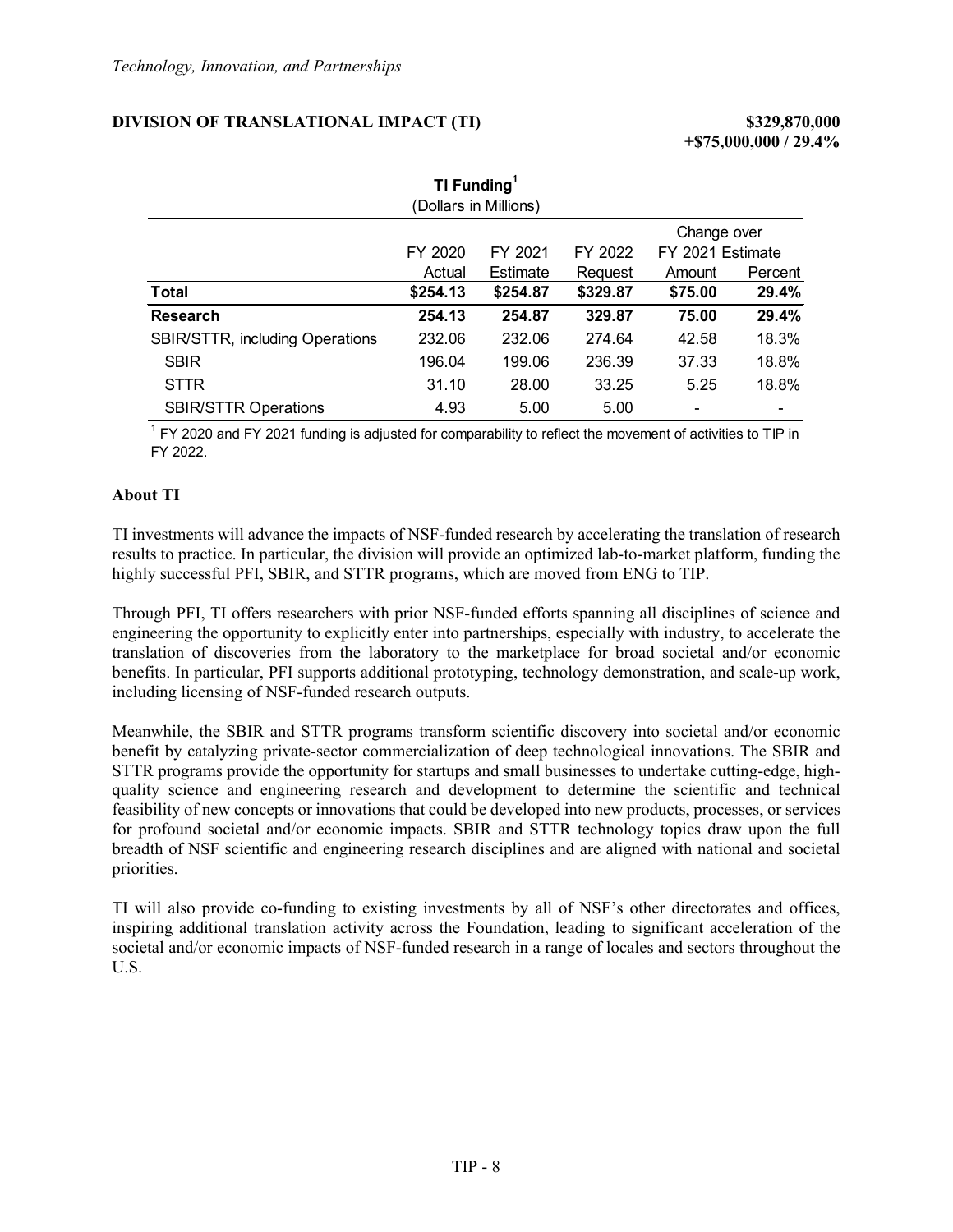## DIVISION OF TRANSLATIONAL IMPACT (TI)

**$329,870,000**
**+$75,000,000 / 29.4%**

**TI Funding[1]**
(Dollars in Millions)

| | FY 2020 Actual | FY 2021 Estimate | FY 2022 Request | Change over FY 2021 Estimate Amount | Change over FY 2021 Estimate Percent |
|---|---|---|---|---|---|
| **Total** | **$254.13** | **$254.87** | **$329.87** | **$75.00** | **29.4%** |
| **Research** | **254.13** | **254.87** | **329.87** | **75.00** | **29.4%** |
| SBIR/STTR, including Operations | 232.06 | 232.06 | 274.64 | 42.58 | 18.3% |
| SBIR | 196.04 | 199.06 | 236.39 | 37.33 | 18.8% |
| STTR | 31.10 | 28.00 | 33.25 | 5.25 | 18.8% |
| SBIR/STTR Operations | 4.93 | 5.00 | 5.00 | - | - |

[1] FY 2020 and FY 2021 funding is adjusted for comparability to reflect the movement of activities to TIP in FY 2022.

### About TI

TI investments will advance the impacts of NSF-funded research by accelerating the translation of research results to practice. In particular, the division will provide an optimized lab-to-market platform, funding the highly successful PFI, SBIR, and STTR programs, which are moved from ENG to TIP.

Through PFI, TI offers researchers with prior NSF-funded efforts spanning all disciplines of science and engineering the opportunity to explicitly enter into partnerships, especially with industry, to accelerate the translation of discoveries from the laboratory to the marketplace for broad societal and/or economic benefits. In particular, PFI supports additional prototyping, technology demonstration, and scale-up work, including licensing of NSF-funded research outputs.

Meanwhile, the SBIR and STTR programs transform scientific discovery into societal and/or economic benefit by catalyzing private-sector commercialization of deep technological innovations. The SBIR and STTR programs provide the opportunity for startups and small businesses to undertake cutting-edge, high-quality science and engineering research and development to determine the scientific and technical feasibility of new concepts or innovations that could be developed into new products, processes, or services for profound societal and/or economic impacts. SBIR and STTR technology topics draw upon the full breadth of NSF scientific and engineering research disciplines and are aligned with national and societal priorities.

TI will also provide co-funding to existing investments by all of NSF's other directorates and offices, inspiring additional translation activity across the Foundation, leading to significant acceleration of the societal and/or economic impacts of NSF-funded research in a range of locales and sectors throughout the U.S.